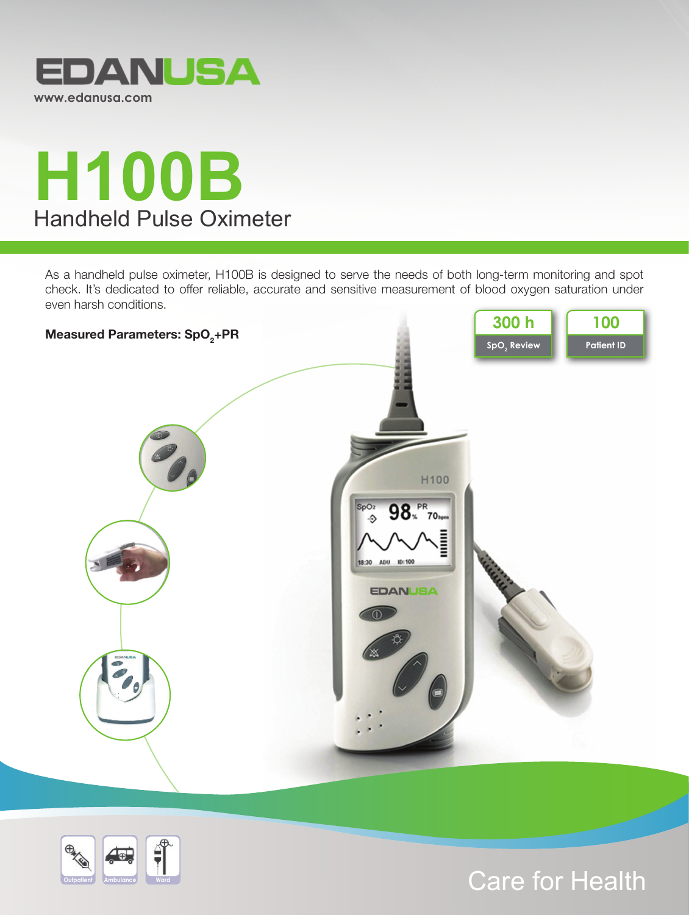EDANUSA
www.edanusa.com

# H100B

## Handheld Pulse Oximeter

As a handheld pulse oximeter, H100B is designed to serve the needs of both long-term monitoring and spot check. It's dedicated to offer reliable, accurate and sensitive measurement of blood oxygen saturation under even harsh conditions.

**Measured Parameters: $SpO_2$+PR**

| 300 h | 100 |
| --- | --- |
| $SpO_2$ Review | Patient ID |

Outpatient | Ambulance | Ward

Care for Health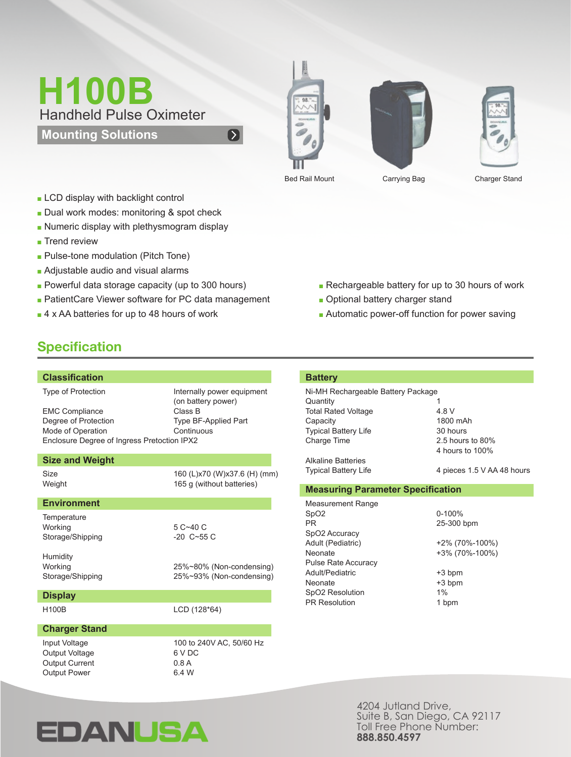# H100B

Handheld Pulse Oximeter

## Mounting Solutions

Bed Rail Mount

Carrying Bag

Charger Stand

- LCD display with backlight control
- Dual work modes: monitoring & spot check
- Numeric display with plethysmogram display
- Trend review
- Pulse-tone modulation (Pitch Tone)
- Adjustable audio and visual alarms
- Powerful data storage capacity (up to 300 hours)
- PatientCare Viewer software for PC data management
- 4 x AA batteries for up to 48 hours of work
- Rechargeable battery for up to 30 hours of work
- Optional battery charger stand
- Automatic power-off function for power saving

## Specification

### Classification

| | |
|---|---|
| Type of Protection | Internally power equipment (on battery power) |
| EMC Compliance | Class B |
| Degree of Protection | Type BF-Applied Part |
| Mode of Operation | Continuous |
| Enclosure Degree of Ingress Pretection IPX2 | |

### Size and Weight

| | |
|---|---|
| Size | 160 (L)x70 (W)x37.6 (H) (mm) |
| Weight | 165 g (without batteries) |

### Environment

| | |
|---|---|
| Temperature | |
| Working | 5 C~40 C |
| Storage/Shipping | -20 C~55 C |
| Humidity | |
| Working | 25%~80% (Non-condensing) |
| Storage/Shipping | 25%~93% (Non-condensing) |

### Display

| | |
|---|---|
| H100B | LCD (128*64) |

### Charger Stand

| | |
|---|---|
| Input Voltage | 100 to 240V AC, 50/60 Hz |
| Output Voltage | 6 V DC |
| Output Current | 0.8 A |
| Output Power | 6.4 W |

### Battery

| | |
|---|---|
| Ni-MH Rechargeable Battery Package | |
| Quantity | 1 |
| Total Rated Voltage | 4.8 V |
| Capacity | 1800 mAh |
| Typical Battery Life | 30 hours |
| Charge Time | 2.5 hours to 80%<br>4 hours to 100% |
| Alkaline Batteries | |
| Typical Battery Life | 4 pieces 1.5 V AA 48 hours |

### Measuring Parameter Specification

| | |
|---|---|
| Measurement Range | |
| SpO2 | 0-100% |
| PR | 25-300 bpm |
| SpO2 Accuracy | |
| Adult (Pediatric) | +2% (70%-100%) |
| Neonate | +3% (70%-100%) |
| Pulse Rate Accuracy | |
| Adult/Pediatric | +3 bpm |
| Neonate | +3 bpm |
| SpO2 Resolution | 1% |
| PR Resolution | 1 bpm |

EDANUSA

4204 Jutland Drive,
Suite B, San Diego, CA 92117
Toll Free Phone Number:
**888.850.4597**